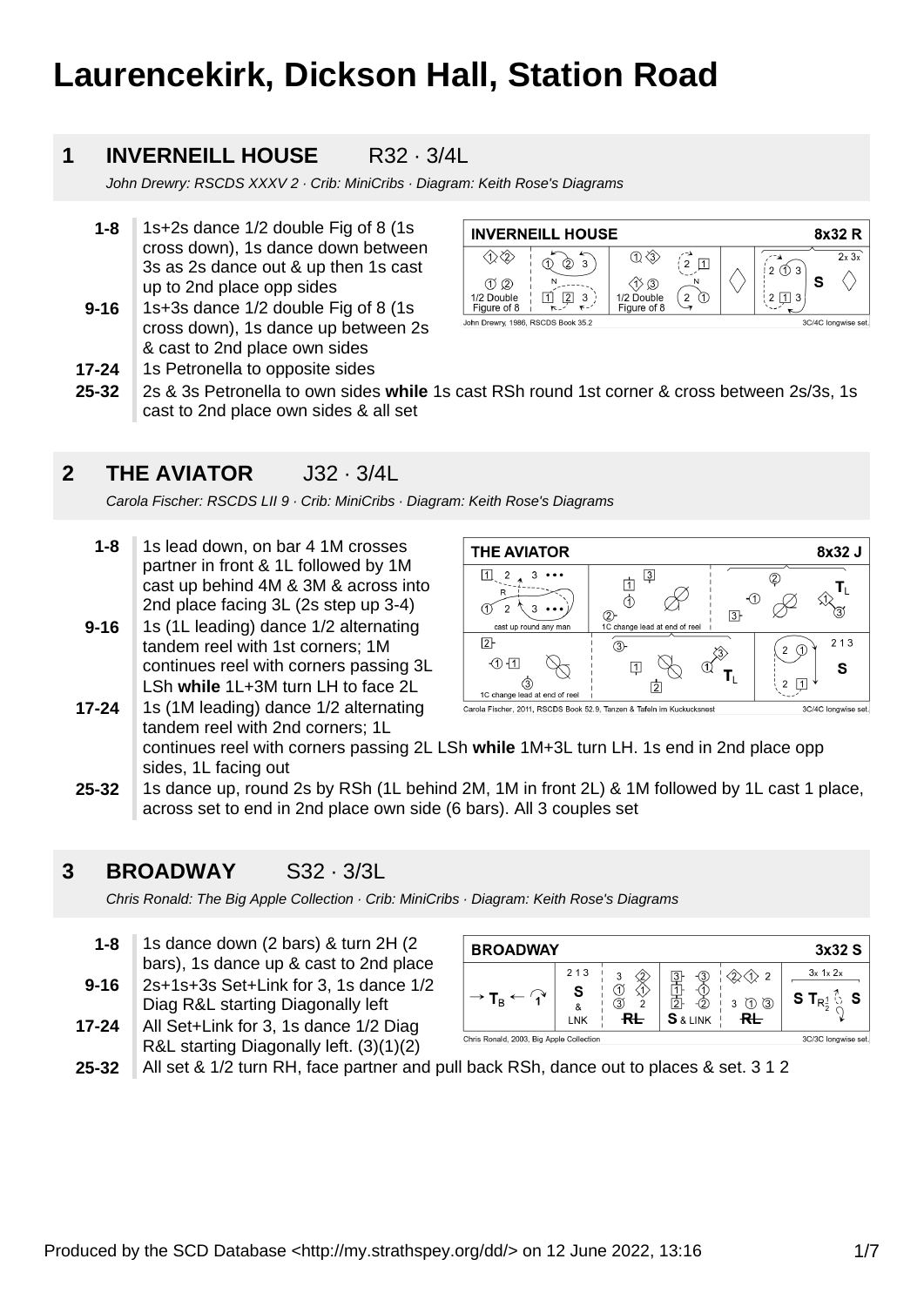# Laurencekirk, Dickson Hall, Station Road

## 1 INVERNEILL HOUSE R32 · 3/4L

*John Drewry: RSCDS XXXV 2 · Crib: MiniCribs · Diagram: Keith Rose's Diagrams*

- **1-8** 1s+2s dance 1/2 double Fig of 8 (1s cross down), 1s dance down between 3s as 2s dance out & up then 1s cast up to 2nd place opp sides
- **9-16** 1s+3s dance 1/2 double Fig of 8 (1s cross down), 1s dance up between 2s & cast to 2nd place own sides
- **17-24** 1s Petronella to opposite sides
- **25-32** 2s & 3s Petronella to own sides **while** 1s cast RSh round 1st corner & cross between 2s/3s, 1s cast to 2nd place own sides & all set

## 2 THE AVIATOR J32 · 3/4L

*Carola Fischer: RSCDS LII 9 · Crib: MiniCribs · Diagram: Keith Rose's Diagrams*

- **1-8** 1s lead down, on bar 4 1M crosses partner in front & 1L followed by 1M cast up behind 4M & 3M & across into 2nd place facing 3L (2s step up 3-4)
- **9-16** 1s (1L leading) dance 1/2 alternating tandem reel with 1st corners; 1M continues reel with corners passing 3L LSh **while** 1L+3M turn LH to face 2L
- **17-24** 1s (1M leading) dance 1/2 alternating tandem reel with 2nd corners; 1L continues reel with corners passing 2L LSh **while** 1M+3L turn LH. 1s end in 2nd place opp sides, 1L facing out
- **25-32** 1s dance up, round 2s by RSh (1L behind 2M, 1M in front 2L) & 1M followed by 1L cast 1 place, across set to end in 2nd place own side (6 bars). All 3 couples set

## 3 BROADWAY S32 · 3/3L

*Chris Ronald: The Big Apple Collection · Crib: MiniCribs · Diagram: Keith Rose's Diagrams*

- **1-8** 1s dance down (2 bars) & turn 2H (2 bars), 1s dance up & cast to 2nd place
- **9-16** 2s+1s+3s Set+Link for 3, 1s dance 1/2 Diag R&L starting Diagonally left
- **17-24** All Set+Link for 3, 1s dance 1/2 Diag R&L starting Diagonally left. (3)(1)(2)
- **25-32** All set & 1/2 turn RH, face partner and pull back RSh, dance out to places & set. 3 1 2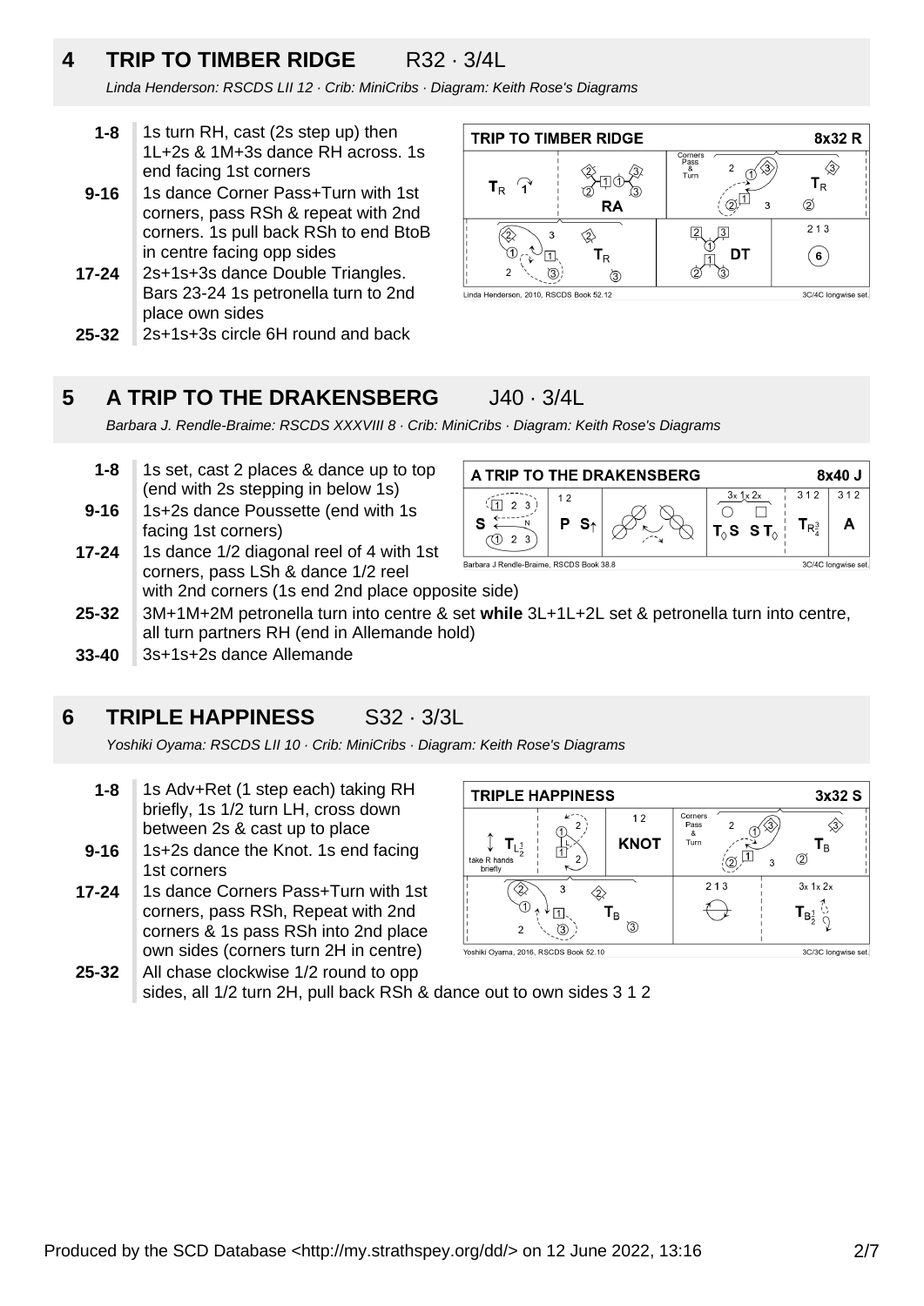## 4 TRIP TO TIMBER RIDGE R32 · 3/4L

*Linda Henderson: RSCDS LII 12 · Crib: MiniCribs · Diagram: Keith Rose's Diagrams*

- **1-8** 1s turn RH, cast (2s step up) then 1L+2s & 1M+3s dance RH across. 1s end facing 1st corners
- **9-16** 1s dance Corner Pass+Turn with 1st corners, pass RSh & repeat with 2nd corners. 1s pull back RSh to end BtoB in centre facing opp sides
- **17-24** 2s+1s+3s dance Double Triangles. Bars 23-24 1s petronella turn to 2nd place own sides
- **25-32** 2s+1s+3s circle 6H round and back

## 5 A TRIP TO THE DRAKENSBERG J40 · 3/4L

*Barbara J. Rendle-Braime: RSCDS XXXVIII 8 · Crib: MiniCribs · Diagram: Keith Rose's Diagrams*

- **1-8** 1s set, cast 2 places & dance up to top (end with 2s stepping in below 1s)
- **9-16** 1s+2s dance Poussette (end with 1s facing 1st corners)
- **17-24** 1s dance 1/2 diagonal reel of 4 with 1st corners, pass LSh & dance 1/2 reel with 2nd corners (1s end 2nd place opposite side)
- **25-32** 3M+1M+2M petronella turn into centre & set **while** 3L+1L+2L set & petronella turn into centre, all turn partners RH (end in Allemande hold)
- **33-40** 3s+1s+2s dance Allemande

## 6 TRIPLE HAPPINESS S32 · 3/3L

*Yoshiki Oyama: RSCDS LII 10 · Crib: MiniCribs · Diagram: Keith Rose's Diagrams*

- **1-8** 1s Adv+Ret (1 step each) taking RH briefly, 1s 1/2 turn LH, cross down between 2s & cast up to place
- **9-16** 1s+2s dance the Knot. 1s end facing 1st corners
- **17-24** 1s dance Corners Pass+Turn with 1st corners, pass RSh, Repeat with 2nd corners & 1s pass RSh into 2nd place own sides (corners turn 2H in centre)
- **25-32** All chase clockwise 1/2 round to opp sides, all 1/2 turn 2H, pull back RSh & dance out to own sides 3 1 2

Produced by the SCD Database <http://my.strathspey.org/dd/> on 12 June 2022, 13:16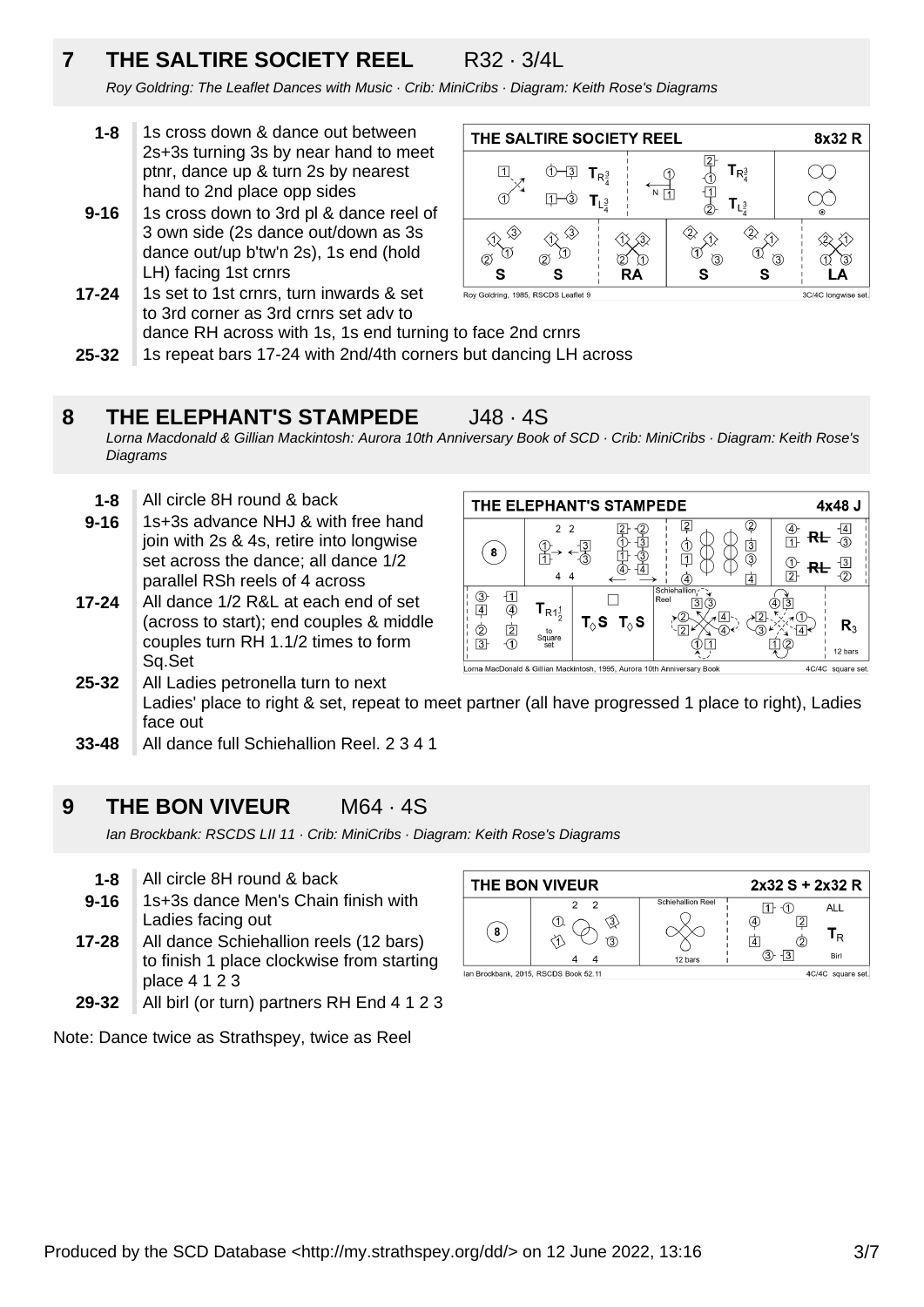## 7 THE SALTIRE SOCIETY REEL R32 · 3/4L

*Roy Goldring: The Leaflet Dances with Music · Crib: MiniCribs · Diagram: Keith Rose's Diagrams*

- **1-8** 1s cross down & dance out between 2s+3s turning 3s by near hand to meet ptnr, dance up & turn 2s by nearest hand to 2nd place opp sides
- **9-16** 1s cross down to 3rd pl & dance reel of 3 own side (2s dance out/down as 3s dance out/up b'tw'n 2s), 1s end (hold LH) facing 1st crnrs
- **17-24** 1s set to 1st crnrs, turn inwards & set to 3rd corner as 3rd crnrs set adv to dance RH across with 1s, 1s end turning to face 2nd crnrs
- **25-32** 1s repeat bars 17-24 with 2nd/4th corners but dancing LH across

## 8 THE ELEPHANT'S STAMPEDE J48 · 4S

*Lorna Macdonald & Gillian Mackintosh: Aurora 10th Anniversary Book of SCD · Crib: MiniCribs · Diagram: Keith Rose's Diagrams*

- **1-8** All circle 8H round & back
- **9-16** 1s+3s advance NHJ & with free hand join with 2s & 4s, retire into longwise set across the dance; all dance 1/2 parallel RSh reels of 4 across
- **17-24** All dance 1/2 R&L at each end of set (across to start); end couples & middle couples turn RH 1.1/2 times to form Sq.Set
- **25-32** All Ladies petronella turn to next Ladies' place to right & set, repeat to meet partner (all have progressed 1 place to right), Ladies face out
- **33-48** All dance full Schiehallion Reel. 2 3 4 1

## 9 THE BON VIVEUR M64 · 4S

*Ian Brockbank: RSCDS LII 11 · Crib: MiniCribs · Diagram: Keith Rose's Diagrams*

- **1-8** All circle 8H round & back
- **9-16** 1s+3s dance Men's Chain finish with Ladies facing out
- **17-28** All dance Schiehallion reels (12 bars) to finish 1 place clockwise from starting place 4 1 2 3
- **29-32** All birl (or turn) partners RH End 4 1 2 3

Note: Dance twice as Strathspey, twice as Reel

Produced by the SCD Database <http://my.strathspey.org/dd/> on 12 June 2022, 13:16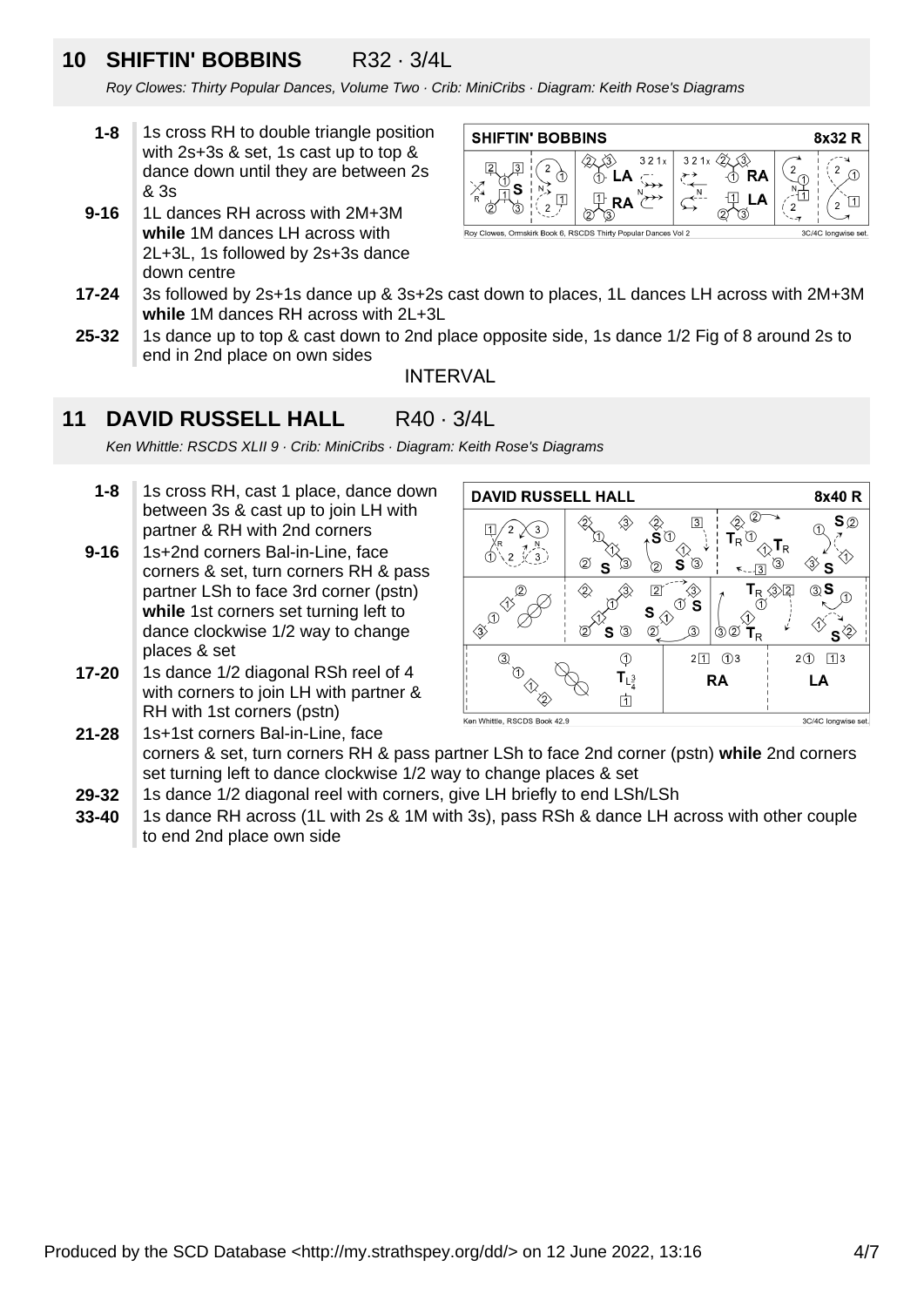## 10 SHIFTIN' BOBBINS R32 · 3/4L

*Roy Clowes: Thirty Popular Dances, Volume Two · Crib: MiniCribs · Diagram: Keith Rose's Diagrams*

- **1-8** 1s cross RH to double triangle position with 2s+3s & set, 1s cast up to top & dance down until they are between 2s & 3s
- **9-16** 1L dances RH across with 2M+3M **while** 1M dances LH across with 2L+3L, 1s followed by 2s+3s dance down centre
- **17-24** 3s followed by 2s+1s dance up & 3s+2s cast down to places, 1L dances LH across with 2M+3M **while** 1M dances RH across with 2L+3L
- **25-32** 1s dance up to top & cast down to 2nd place opposite side, 1s dance 1/2 Fig of 8 around 2s to end in 2nd place on own sides

INTERVAL

## 11 DAVID RUSSELL HALL R40 · 3/4L

*Ken Whittle: RSCDS XLII 9 · Crib: MiniCribs · Diagram: Keith Rose's Diagrams*

- **1-8** 1s cross RH, cast 1 place, dance down between 3s & cast up to join LH with partner & RH with 2nd corners
- **9-16** 1s+2nd corners Bal-in-Line, face corners & set, turn corners RH & pass partner LSh to face 3rd corner (pstn) **while** 1st corners set turning left to dance clockwise 1/2 way to change places & set
- **17-20** 1s dance 1/2 diagonal RSh reel of 4 with corners to join LH with partner & RH with 1st corners (pstn)
- **21-28** 1s+1st corners Bal-in-Line, face corners & set, turn corners RH & pass partner LSh to face 2nd corner (pstn) **while** 2nd corners set turning left to dance clockwise 1/2 way to change places & set
- **29-32** 1s dance 1/2 diagonal reel with corners, give LH briefly to end LSh/LSh
- **33-40** 1s dance RH across (1L with 2s & 1M with 3s), pass RSh & dance LH across with other couple to end 2nd place own side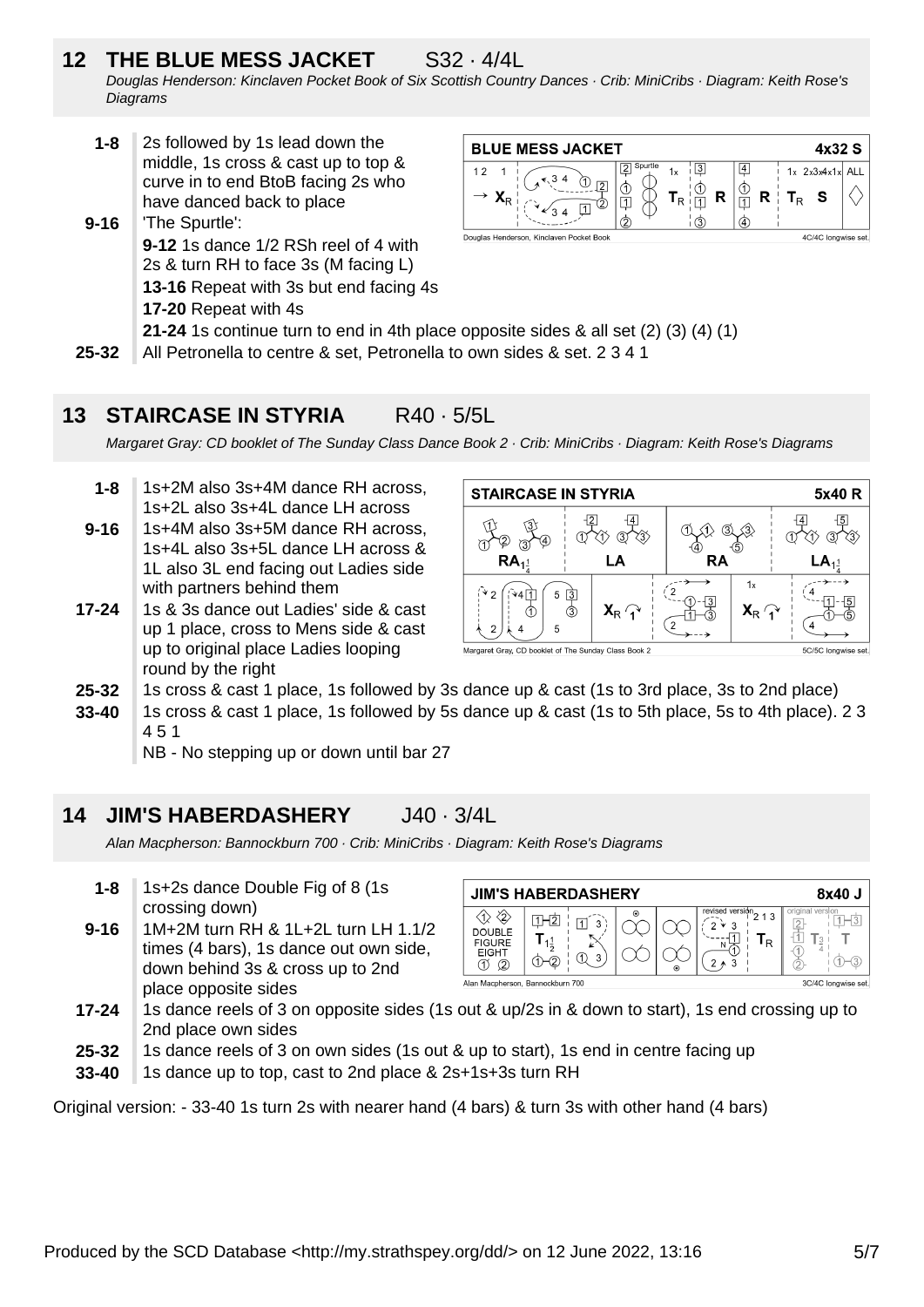## 12 THE BLUE MESS JACKET S32 · 4/4L

*Douglas Henderson: Kinclaven Pocket Book of Six Scottish Country Dances · Crib: MiniCribs · Diagram: Keith Rose's Diagrams*

**1-8** 2s followed by 1s lead down the middle, 1s cross & cast up to top & curve in to end BtoB facing 2s who have danced back to place

**9-16** 'The Spurtle':

**9-12** 1s dance 1/2 RSh reel of 4 with 2s & turn RH to face 3s (M facing L)

**13-16** Repeat with 3s but end facing 4s

**17-20** Repeat with 4s

**21-24** 1s continue turn to end in 4th place opposite sides & all set (2) (3) (4) (1)

**25-32** All Petronella to centre & set, Petronella to own sides & set. 2 3 4 1

## 13 STAIRCASE IN STYRIA R40 · 5/5L

*Margaret Gray: CD booklet of The Sunday Class Dance Book 2 · Crib: MiniCribs · Diagram: Keith Rose's Diagrams*

**1-8** 1s+2M also 3s+4M dance RH across, 1s+2L also 3s+4L dance LH across

**9-16** 1s+4M also 3s+5M dance RH across, 1s+4L also 3s+5L dance LH across & 1L also 3L end facing out Ladies side with partners behind them

**17-24** 1s & 3s dance out Ladies' side & cast up 1 place, cross to Mens side & cast up to original place Ladies looping round by the right

**25-32** 1s cross & cast 1 place, 1s followed by 3s dance up & cast (1s to 3rd place, 3s to 2nd place)

**33-40** 1s cross & cast 1 place, 1s followed by 5s dance up & cast (1s to 5th place, 5s to 4th place). 2 3 4 5 1

NB - No stepping up or down until bar 27

## 14 JIM'S HABERDASHERY J40 · 3/4L

*Alan Macpherson: Bannockburn 700 · Crib: MiniCribs · Diagram: Keith Rose's Diagrams*

**1-8** 1s+2s dance Double Fig of 8 (1s crossing down)

**9-16** 1M+2M turn RH & 1L+2L turn LH 1.1/2 times (4 bars), 1s dance out own side, down behind 3s & cross up to 2nd place opposite sides

**17-24** 1s dance reels of 3 on opposite sides (1s out & up/2s in & down to start), 1s end crossing up to 2nd place own sides

**25-32** 1s dance reels of 3 on own sides (1s out & up to start), 1s end in centre facing up

**33-40** 1s dance up to top, cast to 2nd place & 2s+1s+3s turn RH

Original version: - 33-40 1s turn 2s with nearer hand (4 bars) & turn 3s with other hand (4 bars)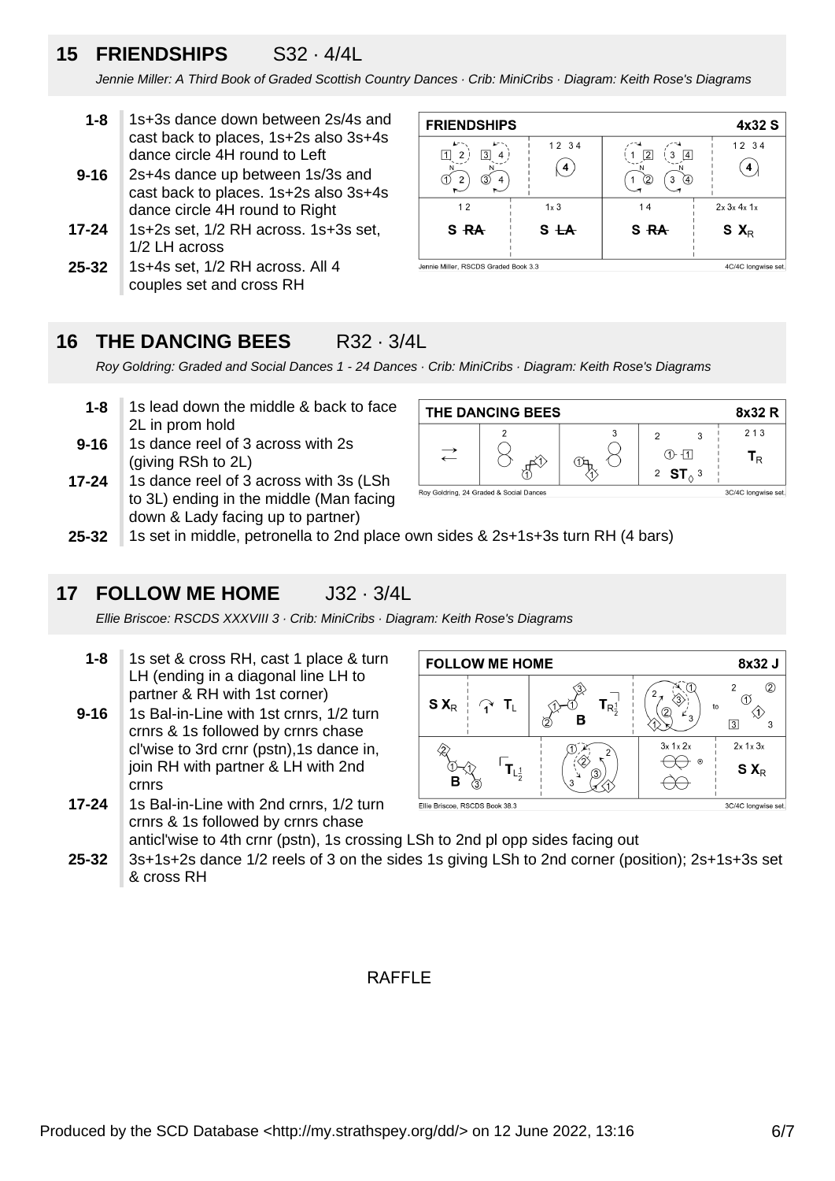## 15 FRIENDSHIPS S32 · 4/4L

*Jennie Miller: A Third Book of Graded Scottish Country Dances · Crib: MiniCribs · Diagram: Keith Rose's Diagrams*

| | |
|---|---|
| **1-8** | 1s+3s dance down between 2s/4s and cast back to places, 1s+2s also 3s+4s dance circle 4H round to Left |
| **9-16** | 2s+4s dance up between 1s/3s and cast back to places. 1s+2s also 3s+4s dance circle 4H round to Right |
| **17-24** | 1s+2s set, 1/2 RH across. 1s+3s set, 1/2 LH across |
| **25-32** | 1s+4s set, 1/2 RH across. All 4 couples set and cross RH |

## 16 THE DANCING BEES R32 · 3/4L

*Roy Goldring: Graded and Social Dances 1 - 24 Dances · Crib: MiniCribs · Diagram: Keith Rose's Diagrams*

| | |
|---|---|
| **1-8** | 1s lead down the middle & back to face 2L in prom hold |
| **9-16** | 1s dance reel of 3 across with 2s (giving RSh to 2L) |
| **17-24** | 1s dance reel of 3 across with 3s (LSh to 3L) ending in the middle (Man facing down & Lady facing up to partner) |
| **25-32** | 1s set in middle, petronella to 2nd place own sides & 2s+1s+3s turn RH (4 bars) |

## 17 FOLLOW ME HOME J32 · 3/4L

*Ellie Briscoe: RSCDS XXXVIII 3 · Crib: MiniCribs · Diagram: Keith Rose's Diagrams*

| | |
|---|---|
| **1-8** | 1s set & cross RH, cast 1 place & turn LH (ending in a diagonal line LH to partner & RH with 1st corner) |
| **9-16** | 1s Bal-in-Line with 1st crnrs, 1/2 turn crnrs & 1s followed by crnrs chase cl'wise to 3rd crnr (pstn),1s dance in, join RH with partner & LH with 2nd crnrs |
| **17-24** | 1s Bal-in-Line with 2nd crnrs, 1/2 turn crnrs & 1s followed by crnrs chase anticl'wise to 4th crnr (pstn), 1s crossing LSh to 2nd pl opp sides facing out |
| **25-32** | 3s+1s+2s dance 1/2 reels of 3 on the sides 1s giving LSh to 2nd corner (position); 2s+1s+3s set & cross RH |

RAFFLE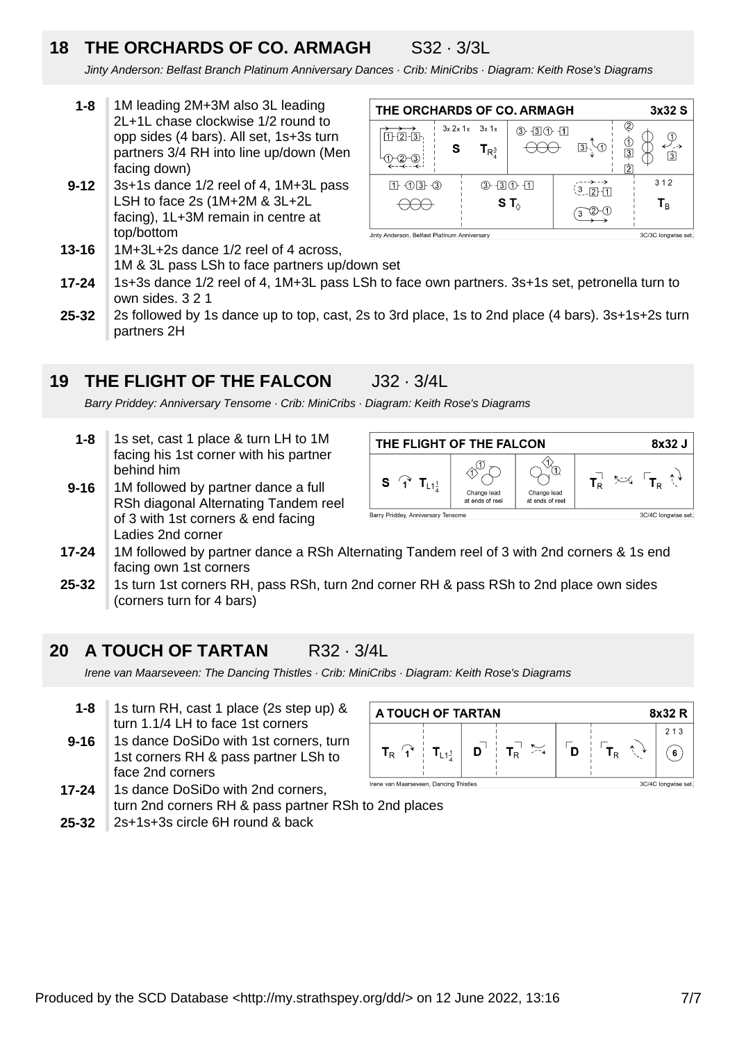## 18 THE ORCHARDS OF CO. ARMAGH S32 · 3/3L

*Jinty Anderson: Belfast Branch Platinum Anniversary Dances · Crib: MiniCribs · Diagram: Keith Rose's Diagrams*

- **1-8** 1M leading 2M+3M also 3L leading 2L+1L chase clockwise 1/2 round to opp sides (4 bars). All set, 1s+3s turn partners 3/4 RH into line up/down (Men facing down)
- **9-12** 3s+1s dance 1/2 reel of 4, 1M+3L pass LSH to face 2s (1M+2M & 3L+2L facing), 1L+3M remain in centre at top/bottom
- **13-16** 1M+3L+2s dance 1/2 reel of 4 across, 1M & 3L pass LSh to face partners up/down set
- **17-24** 1s+3s dance 1/2 reel of 4, 1M+3L pass LSh to face own partners. 3s+1s set, petronella turn to own sides. 3 2 1
- **25-32** 2s followed by 1s dance up to top, cast, 2s to 3rd place, 1s to 2nd place (4 bars). 3s+1s+2s turn partners 2H

## 19 THE FLIGHT OF THE FALCON J32 · 3/4L

*Barry Priddey: Anniversary Tensome · Crib: MiniCribs · Diagram: Keith Rose's Diagrams*

- **1-8** 1s set, cast 1 place & turn LH to 1M facing his 1st corner with his partner behind him
- **9-16** 1M followed by partner dance a full RSh diagonal Alternating Tandem reel of 3 with 1st corners & end facing Ladies 2nd corner
- **17-24** 1M followed by partner dance a RSh Alternating Tandem reel of 3 with 2nd corners & 1s end facing own 1st corners
- **25-32** 1s turn 1st corners RH, pass RSh, turn 2nd corner RH & pass RSh to 2nd place own sides (corners turn for 4 bars)

## 20 A TOUCH OF TARTAN R32 · 3/4L

*Irene van Maarseveen: The Dancing Thistles · Crib: MiniCribs · Diagram: Keith Rose's Diagrams*

- **1-8** 1s turn RH, cast 1 place (2s step up) & turn 1.1/4 LH to face 1st corners
- **9-16** 1s dance DoSiDo with 1st corners, turn 1st corners RH & pass partner LSh to face 2nd corners
- **17-24** 1s dance DoSiDo with 2nd corners, turn 2nd corners RH & pass partner RSh to 2nd places
- **25-32** 2s+1s+3s circle 6H round & back